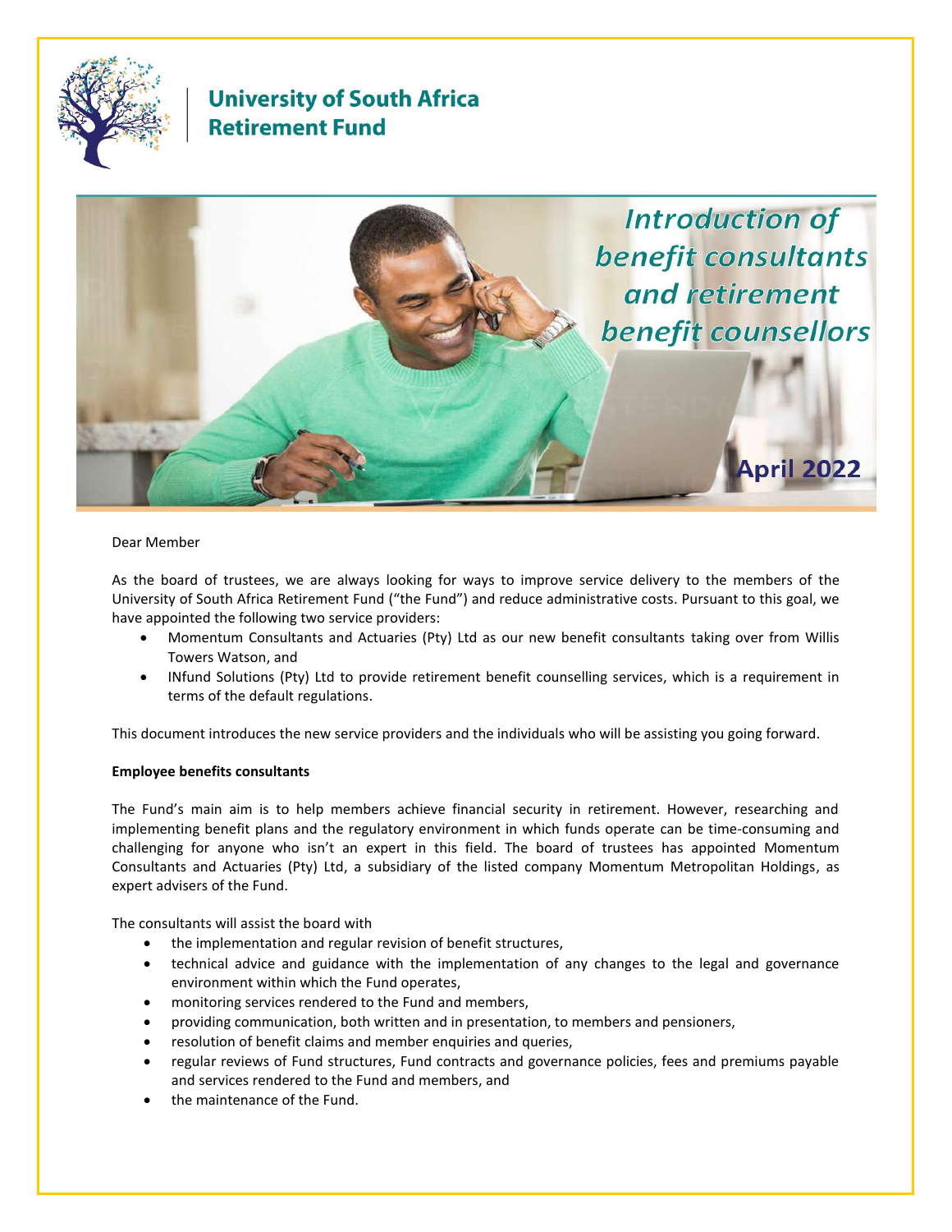# University of South Africa Retirement Fund

## Introduction of benefit consultants and retirement benefit counsellors

**April 2022**

Dear Member

As the board of trustees, we are always looking for ways to improve service delivery to the members of the University of South Africa Retirement Fund ("the Fund") and reduce administrative costs. Pursuant to this goal, we have appointed the following two service providers:

- Momentum Consultants and Actuaries (Pty) Ltd as our new benefit consultants taking over from Willis Towers Watson, and
- INfund Solutions (Pty) Ltd to provide retirement benefit counselling services, which is a requirement in terms of the default regulations.

This document introduces the new service providers and the individuals who will be assisting you going forward.

**Employee benefits consultants**

The Fund's main aim is to help members achieve financial security in retirement. However, researching and implementing benefit plans and the regulatory environment in which funds operate can be time-consuming and challenging for anyone who isn't an expert in this field. The board of trustees has appointed Momentum Consultants and Actuaries (Pty) Ltd, a subsidiary of the listed company Momentum Metropolitan Holdings, as expert advisers of the Fund.

The consultants will assist the board with

- the implementation and regular revision of benefit structures,
- technical advice and guidance with the implementation of any changes to the legal and governance environment within which the Fund operates,
- monitoring services rendered to the Fund and members,
- providing communication, both written and in presentation, to members and pensioners,
- resolution of benefit claims and member enquiries and queries,
- regular reviews of Fund structures, Fund contracts and governance policies, fees and premiums payable and services rendered to the Fund and members, and
- the maintenance of the Fund.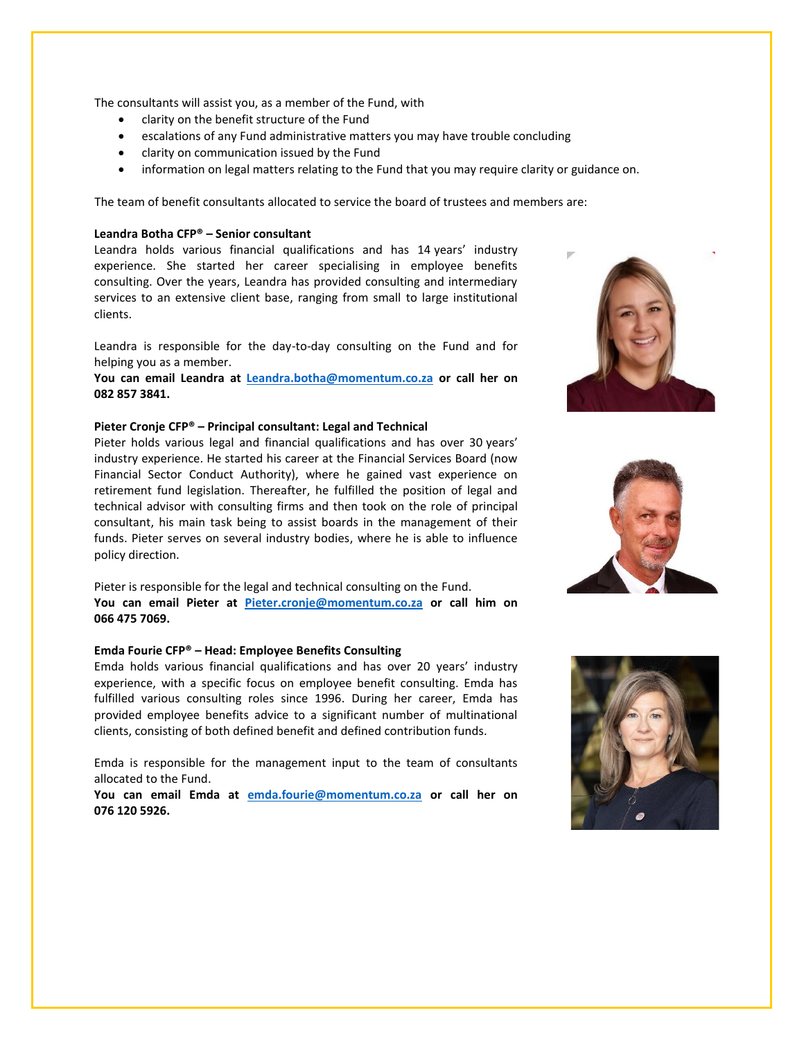The consultants will assist you, as a member of the Fund, with

- clarity on the benefit structure of the Fund
- escalations of any Fund administrative matters you may have trouble concluding
- clarity on communication issued by the Fund
- information on legal matters relating to the Fund that you may require clarity or guidance on.

The team of benefit consultants allocated to service the board of trustees and members are:

**Leandra Botha CFP® – Senior consultant**

Leandra holds various financial qualifications and has 14 years' industry experience. She started her career specialising in employee benefits consulting. Over the years, Leandra has provided consulting and intermediary services to an extensive client base, ranging from small to large institutional clients.

Leandra is responsible for the day-to-day consulting on the Fund and for helping you as a member.
**You can email Leandra at Leandra.botha@momentum.co.za or call her on 082 857 3841.**

**Pieter Cronje CFP® – Principal consultant: Legal and Technical**

Pieter holds various legal and financial qualifications and has over 30 years' industry experience. He started his career at the Financial Services Board (now Financial Sector Conduct Authority), where he gained vast experience on retirement fund legislation. Thereafter, he fulfilled the position of legal and technical advisor with consulting firms and then took on the role of principal consultant, his main task being to assist boards in the management of their funds. Pieter serves on several industry bodies, where he is able to influence policy direction.

Pieter is responsible for the legal and technical consulting on the Fund.
**You can email Pieter at Pieter.cronje@momentum.co.za or call him on 066 475 7069.**

**Emda Fourie CFP® – Head: Employee Benefits Consulting**

Emda holds various financial qualifications and has over 20 years' industry experience, with a specific focus on employee benefit consulting. Emda has fulfilled various consulting roles since 1996. During her career, Emda has provided employee benefits advice to a significant number of multinational clients, consisting of both defined benefit and defined contribution funds.

Emda is responsible for the management input to the team of consultants allocated to the Fund.
**You can email Emda at emda.fourie@momentum.co.za or call her on 076 120 5926.**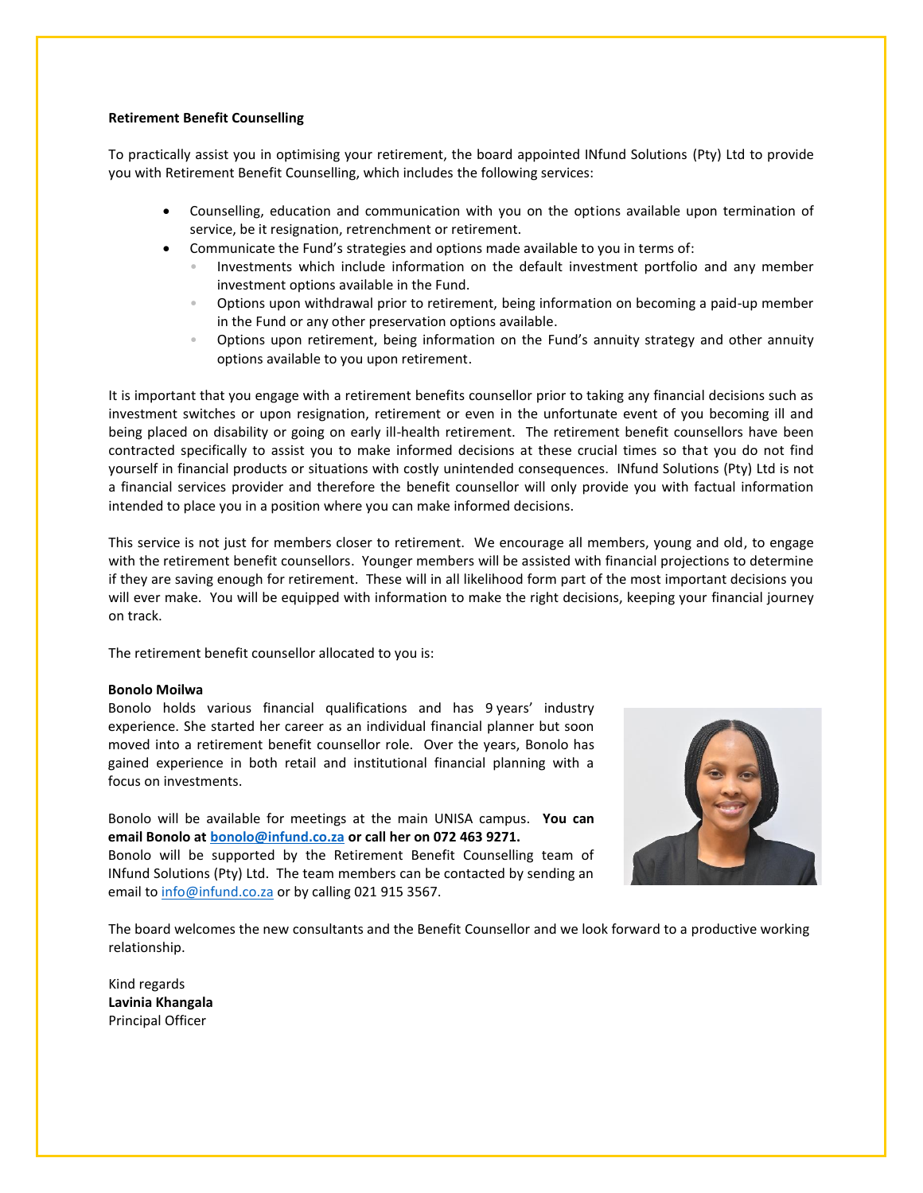**Retirement Benefit Counselling**

To practically assist you in optimising your retirement, the board appointed INfund Solutions (Pty) Ltd to provide you with Retirement Benefit Counselling, which includes the following services:

- Counselling, education and communication with you on the options available upon termination of service, be it resignation, retrenchment or retirement.
- Communicate the Fund's strategies and options made available to you in terms of:
  - Investments which include information on the default investment portfolio and any member investment options available in the Fund.
  - Options upon withdrawal prior to retirement, being information on becoming a paid-up member in the Fund or any other preservation options available.
  - Options upon retirement, being information on the Fund's annuity strategy and other annuity options available to you upon retirement.

It is important that you engage with a retirement benefits counsellor prior to taking any financial decisions such as investment switches or upon resignation, retirement or even in the unfortunate event of you becoming ill and being placed on disability or going on early ill-health retirement. The retirement benefit counsellors have been contracted specifically to assist you to make informed decisions at these crucial times so that you do not find yourself in financial products or situations with costly unintended consequences. INfund Solutions (Pty) Ltd is not a financial services provider and therefore the benefit counsellor will only provide you with factual information intended to place you in a position where you can make informed decisions.

This service is not just for members closer to retirement. We encourage all members, young and old, to engage with the retirement benefit counsellors. Younger members will be assisted with financial projections to determine if they are saving enough for retirement. These will in all likelihood form part of the most important decisions you will ever make. You will be equipped with information to make the right decisions, keeping your financial journey on track.

The retirement benefit counsellor allocated to you is:

**Bonolo Moilwa**
Bonolo holds various financial qualifications and has 9 years' industry experience. She started her career as an individual financial planner but soon moved into a retirement benefit counsellor role. Over the years, Bonolo has gained experience in both retail and institutional financial planning with a focus on investments.

Bonolo will be available for meetings at the main UNISA campus. **You can email Bonolo at bonolo@infund.co.za or call her on 072 463 9271.**
Bonolo will be supported by the Retirement Benefit Counselling team of INfund Solutions (Pty) Ltd. The team members can be contacted by sending an email to info@infund.co.za or by calling 021 915 3567.

The board welcomes the new consultants and the Benefit Counsellor and we look forward to a productive working relationship.

Kind regards
**Lavinia Khangala**
Principal Officer